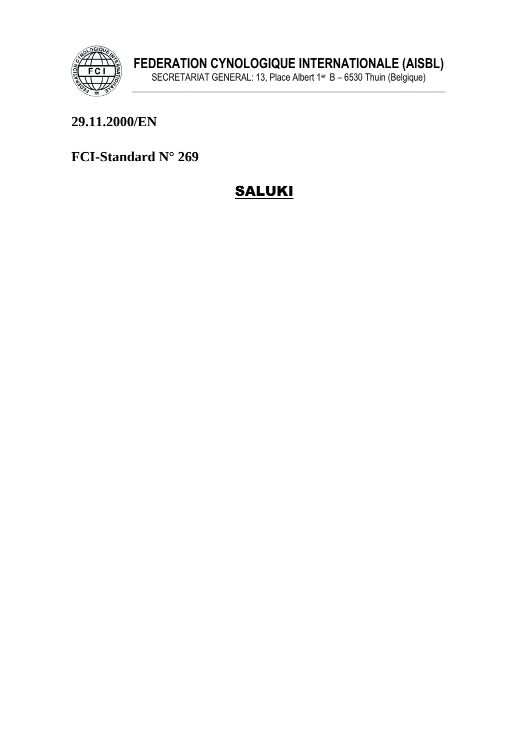**FEDERATION CYNOLOGIQUE INTERNATIONALE (AISBL)**

SECRETARIAT GENERAL: 13, Place Albert 1er B – 6530 Thuin (Belgique)

**29.11.2000/EN**

**FCI-Standard N° 269**

# SALUKI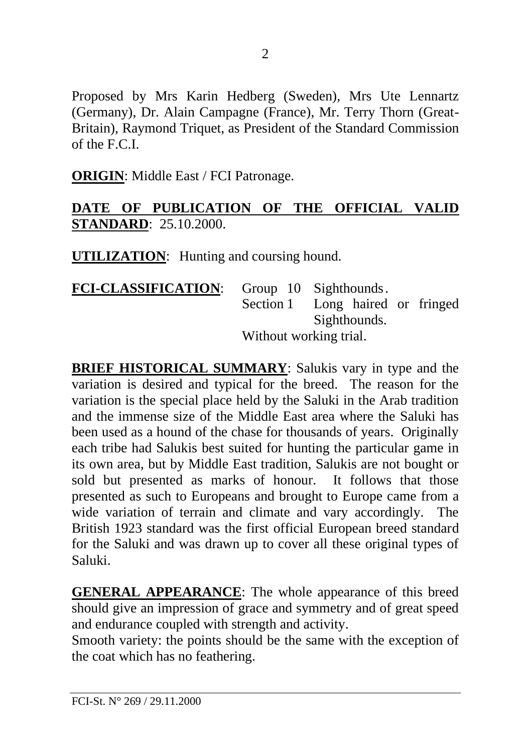Proposed by Mrs Karin Hedberg (Sweden), Mrs Ute Lennartz (Germany), Dr. Alain Campagne (France), Mr. Terry Thorn (Great-Britain), Raymond Triquet, as President of the Standard Commission of the F.C.I.

**ORIGIN**: Middle East / FCI Patronage.

**DATE OF PUBLICATION OF THE OFFICIAL VALID STANDARD**: 25.10.2000.

**UTILIZATION**: Hunting and coursing hound.

**FCI-CLASSIFICATION**: Group 10 Sighthounds.
Section 1 Long haired or fringed Sighthounds.
Without working trial.

**BRIEF HISTORICAL SUMMARY**: Salukis vary in type and the variation is desired and typical for the breed. The reason for the variation is the special place held by the Saluki in the Arab tradition and the immense size of the Middle East area where the Saluki has been used as a hound of the chase for thousands of years. Originally each tribe had Salukis best suited for hunting the particular game in its own area, but by Middle East tradition, Salukis are not bought or sold but presented as marks of honour. It follows that those presented as such to Europeans and brought to Europe came from a wide variation of terrain and climate and vary accordingly. The British 1923 standard was the first official European breed standard for the Saluki and was drawn up to cover all these original types of Saluki.

**GENERAL APPEARANCE**: The whole appearance of this breed should give an impression of grace and symmetry and of great speed and endurance coupled with strength and activity.
Smooth variety: the points should be the same with the exception of the coat which has no feathering.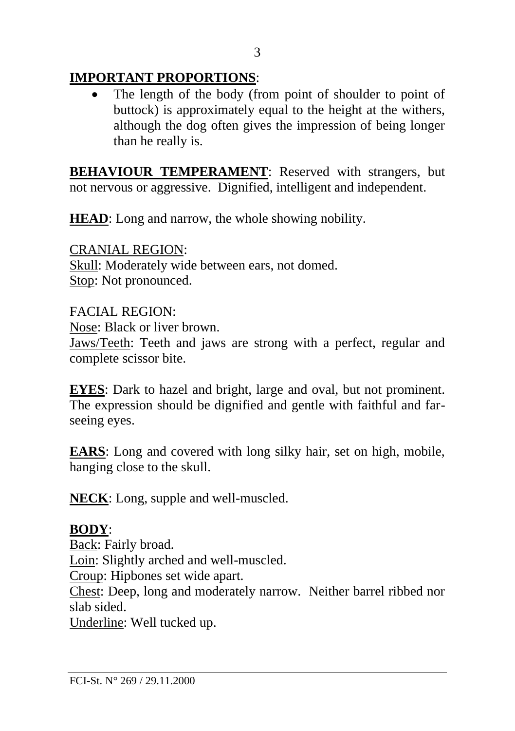**IMPORTANT PROPORTIONS**:

- The length of the body (from point of shoulder to point of buttock) is approximately equal to the height at the withers, although the dog often gives the impression of being longer than he really is.

**BEHAVIOUR TEMPERAMENT**: Reserved with strangers, but not nervous or aggressive. Dignified, intelligent and independent.

**HEAD**: Long and narrow, the whole showing nobility.

CRANIAL REGION:
Skull: Moderately wide between ears, not domed.
Stop: Not pronounced.

FACIAL REGION:
Nose: Black or liver brown.
Jaws/Teeth: Teeth and jaws are strong with a perfect, regular and complete scissor bite.

**EYES**: Dark to hazel and bright, large and oval, but not prominent. The expression should be dignified and gentle with faithful and far-seeing eyes.

**EARS**: Long and covered with long silky hair, set on high, mobile, hanging close to the skull.

**NECK**: Long, supple and well-muscled.

**BODY**:
Back: Fairly broad.
Loin: Slightly arched and well-muscled.
Croup: Hipbones set wide apart.
Chest: Deep, long and moderately narrow. Neither barrel ribbed nor slab sided.
Underline: Well tucked up.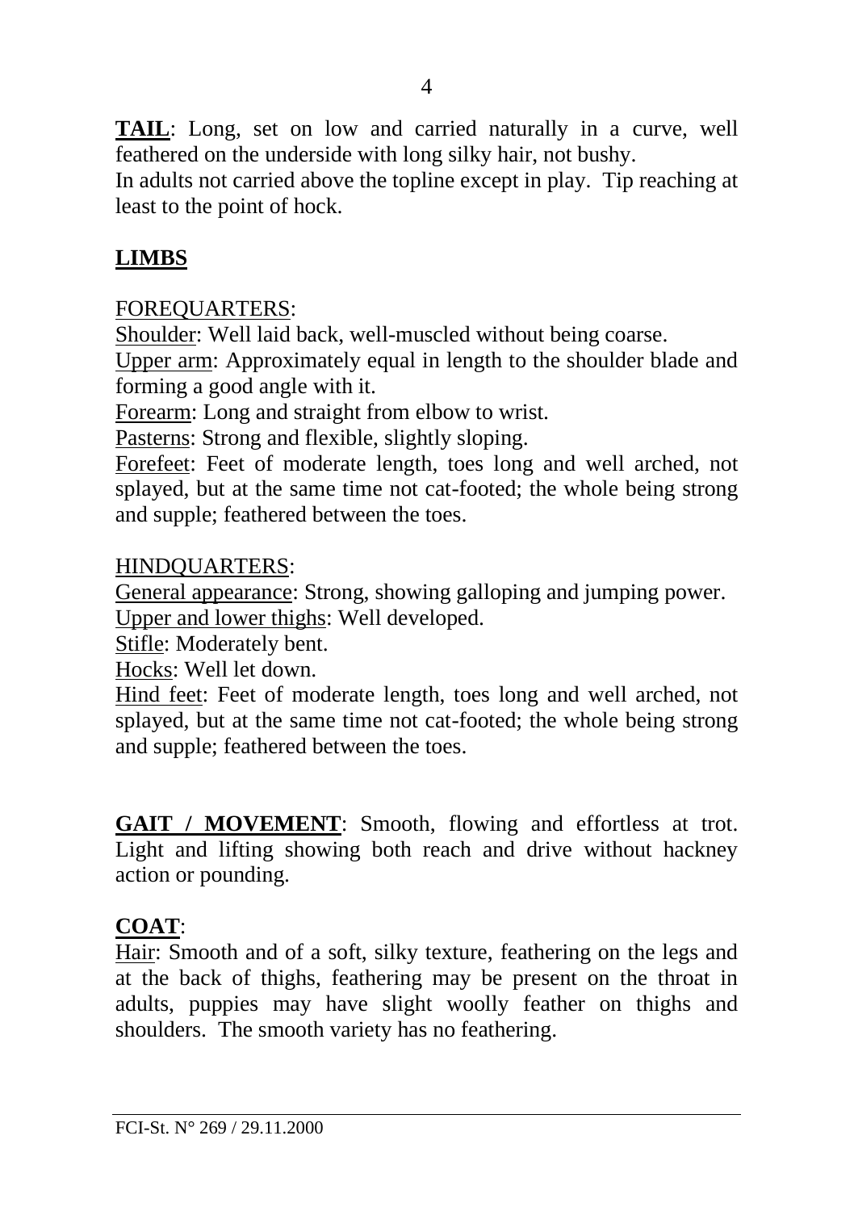**TAIL**: Long, set on low and carried naturally in a curve, well feathered on the underside with long silky hair, not bushy.
In adults not carried above the topline except in play. Tip reaching at least to the point of hock.

## LIMBS

FOREQUARTERS:

Shoulder: Well laid back, well-muscled without being coarse.
Upper arm: Approximately equal in length to the shoulder blade and forming a good angle with it.
Forearm: Long and straight from elbow to wrist.
Pasterns: Strong and flexible, slightly sloping.
Forefeet: Feet of moderate length, toes long and well arched, not splayed, but at the same time not cat-footed; the whole being strong and supple; feathered between the toes.

HINDQUARTERS:

General appearance: Strong, showing galloping and jumping power.
Upper and lower thighs: Well developed.
Stifle: Moderately bent.
Hocks: Well let down.
Hind feet: Feet of moderate length, toes long and well arched, not splayed, but at the same time not cat-footed; the whole being strong and supple; feathered between the toes.

**GAIT / MOVEMENT**: Smooth, flowing and effortless at trot. Light and lifting showing both reach and drive without hackney action or pounding.

## COAT:

Hair: Smooth and of a soft, silky texture, feathering on the legs and at the back of thighs, feathering may be present on the throat in adults, puppies may have slight woolly feather on thighs and shoulders. The smooth variety has no feathering.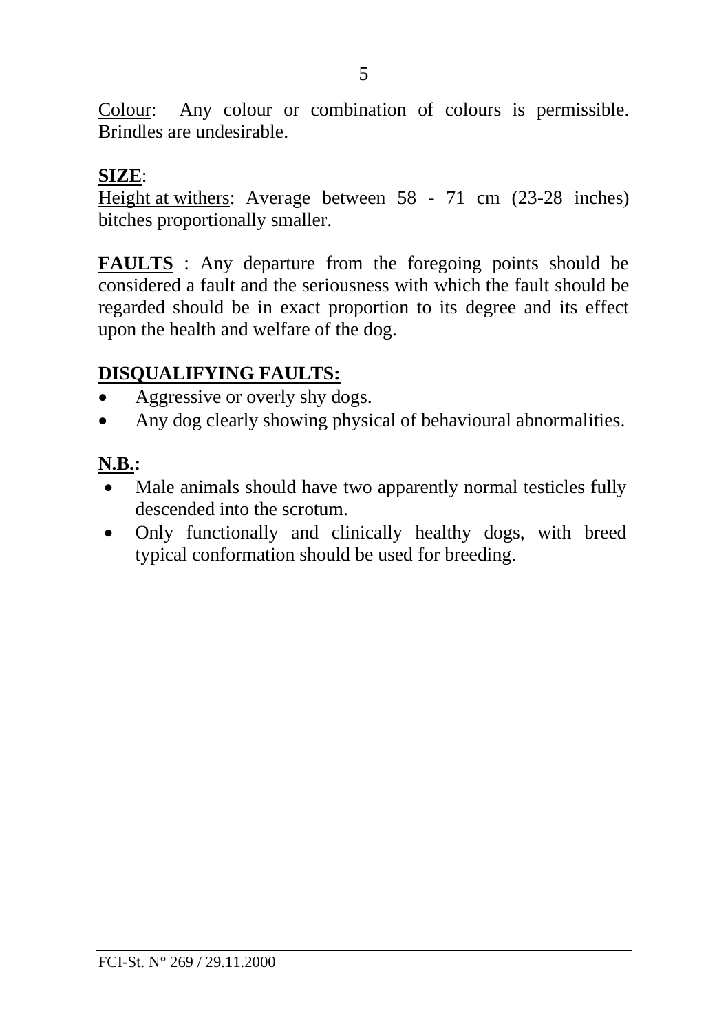Colour: Any colour or combination of colours is permissible. Brindles are undesirable.

**SIZE**:

Height at withers: Average between 58 - 71 cm (23-28 inches) bitches proportionally smaller.

**FAULTS** : Any departure from the foregoing points should be considered a fault and the seriousness with which the fault should be regarded should be in exact proportion to its degree and its effect upon the health and welfare of the dog.

**DISQUALIFYING FAULTS:**

- Aggressive or overly shy dogs.
- Any dog clearly showing physical of behavioural abnormalities.

**N.B.:**

- Male animals should have two apparently normal testicles fully descended into the scrotum.
- Only functionally and clinically healthy dogs, with breed typical conformation should be used for breeding.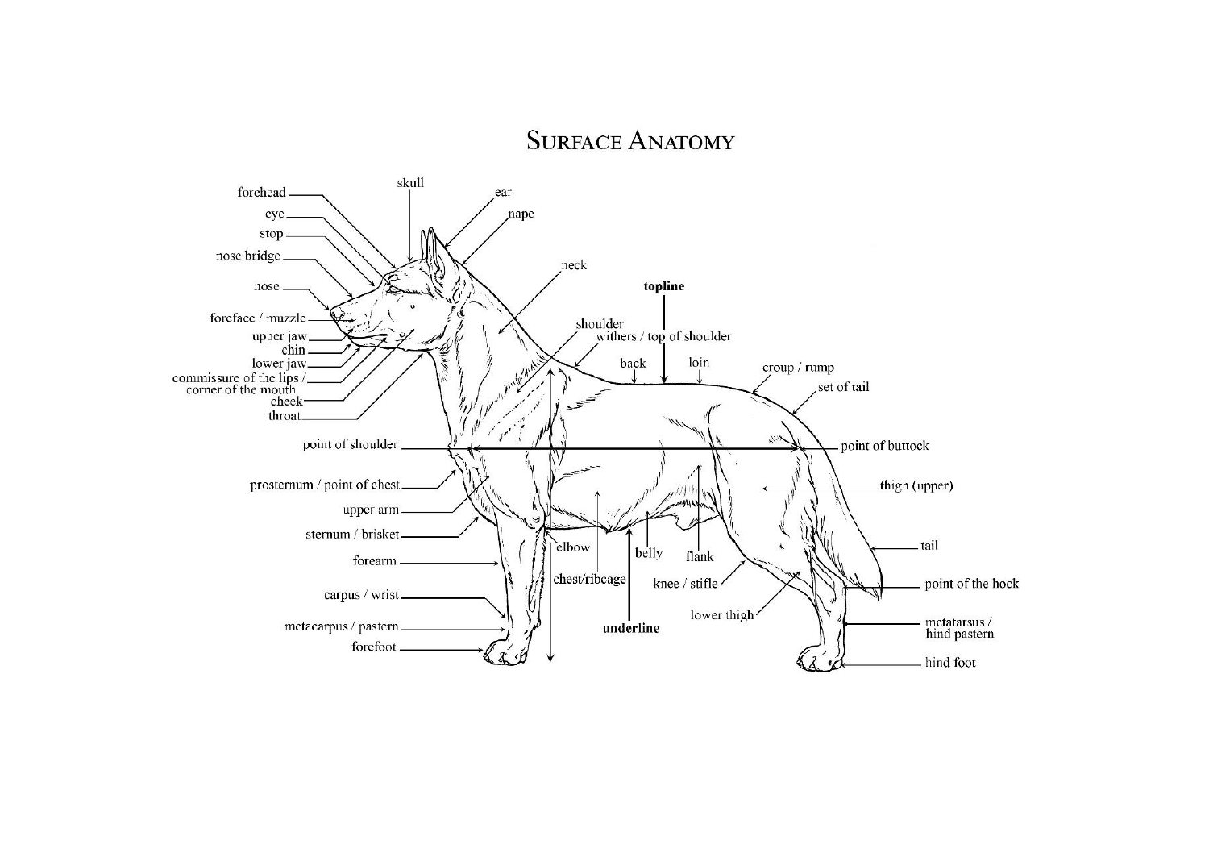# Surface Anatomy

forehead

eye

stop

nose bridge

nose

foreface / muzzle

upper jaw

chin

lower jaw

commissure of the lips / corner of the mouth

cheek

throat

skull

ear

nape

neck

**topline**

shoulder

withers / top of shoulder

back

loin

croup / rump

set of tail

point of shoulder

point of buttock

prosternum / point of chest

thigh (upper)

upper arm

sternum / brisket

tail

elbow

belly

flank

forearm

chest/ribcage

knee / stifle

point of the hock

carpus / wrist

lower thigh

metacarpus / pastern

**underline**

metatarsus / hind pastern

forefoot

hind foot